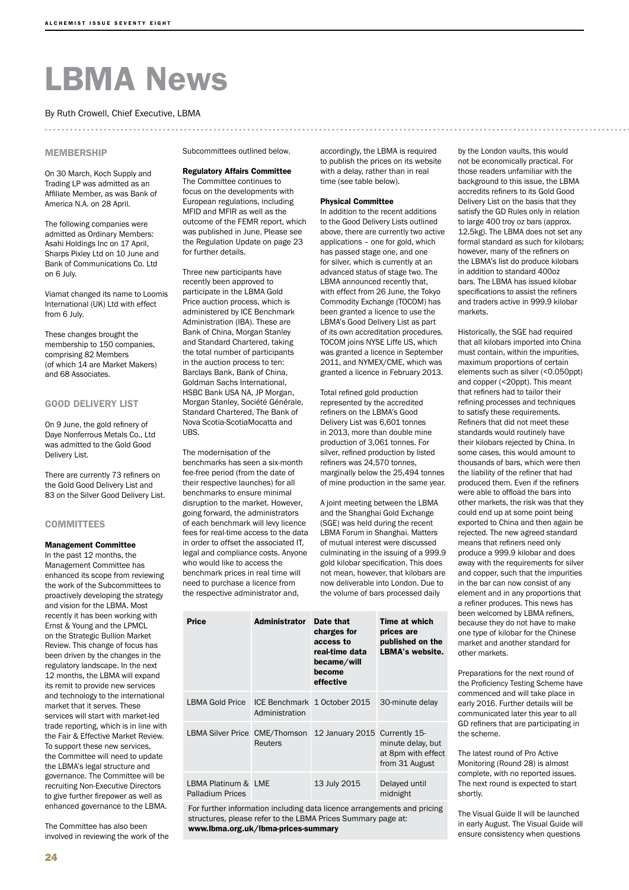# LBMA News

By Ruth Crowell, Chief Executive, LBMA

## MEMBERSHIP

On 30 March, Koch Supply and Trading LP was admitted as an Affiliate Member, as was Bank of America N.A. on 28 April.

The following companies were admitted as Ordinary Members: Asahi Holdings Inc on 17 April, Sharps Pixley Ltd on 10 June and Bank of Communications Co. Ltd on 6 July.

Viamat changed its name to Loomis International (UK) Ltd with effect from 6 July.

These changes brought the membership to 150 companies, comprising 82 Members (of which 14 are Market Makers) and 68 Associates.

## GOOD DELIVERY LIST

On 9 June, the gold refinery of Daye Nonferrous Metals Co., Ltd was admitted to the Gold Good Delivery List.

There are currently 73 refiners on the Gold Good Delivery List and 83 on the Silver Good Delivery List.

## COMMITTEES

### Management Committee

In the past 12 months, the Management Committee has enhanced its scope from reviewing the work of the Subcommittees to proactively developing the strategy and vision for the LBMA. Most recently it has been working with Ernst & Young and the LPMCL on the Strategic Bullion Market Review. This change of focus has been driven by the changes in the regulatory landscape. In the next 12 months, the LBMA will expand its remit to provide new services and technology to the international market that it serves. These services will start with market-led trade reporting, which is in line with the Fair & Effective Market Review. To support these new services, the Committee will need to update the LBMA's legal structure and governance. The Committee will be recruiting Non-Executive Directors to give further firepower as well as enhanced governance to the LBMA.

The Committee has also been involved in reviewing the work of the Subcommittees outlined below.

### Regulatory Affairs Committee

The Committee continues to focus on the developments with European regulations, including MFID and MFIR as well as the outcome of the FEMR report, which was published in June. Please see the Regulation Update on page 23 for further details.

Three new participants have recently been approved to participate in the LBMA Gold Price auction process, which is administered by ICE Benchmark Administration (IBA). These are Bank of China, Morgan Stanley and Standard Chartered, taking the total number of participants in the auction process to ten: Barclays Bank, Bank of China, Goldman Sachs International, HSBC Bank USA NA, JP Morgan, Morgan Stanley, Société Générale, Standard Chartered, The Bank of Nova Scotia-ScotiaMocatta and UBS.

The modernisation of the benchmarks has seen a six-month fee-free period (from the date of their respective launches) for all benchmarks to ensure minimal disruption to the market. However, going forward, the administrators of each benchmark will levy licence fees for real-time access to the data in order to offset the associated IT, legal and compliance costs. Anyone who would like to access the benchmark prices in real time will need to purchase a licence from the respective administrator and, accordingly, the LBMA is required to publish the prices on its website with a delay, rather than in real time (see table below).

| Price | Administrator | Date that charges for access to real-time data became/will become effective | Time at which prices are published on the LBMA's website. |
|---|---|---|---|
| LBMA Gold Price | ICE Benchmark Administration | 1 October 2015 | 30-minute delay |
| LBMA Silver Price | CME/Thomson Reuters | 12 January 2015 | Currently 15-minute delay, but at 8pm with effect from 31 August |
| LBMA Platinum & Palladium Prices | LME | 13 July 2015 | Delayed until midnight |

For further information including data licence arrangements and pricing structures, please refer to the LBMA Prices Summary page at: **www.lbma.org.uk/lbma-prices-summary**

### Physical Committee

In addition to the recent additions to the Good Delivery Lists outlined above, there are currently two active applications – one for gold, which has passed stage one, and one for silver, which is currently at an advanced status of stage two. The LBMA announced recently that, with effect from 26 June, the Tokyo Commodity Exchange (TOCOM) has been granted a licence to use the LBMA's Good Delivery List as part of its own accreditation procedures. TOCOM joins NYSE Liffe US, which was granted a licence in September 2011, and NYMEX/CME, which was granted a licence in February 2013.

Total refined gold production represented by the accredited refiners on the LBMA's Good Delivery List was 6,601 tonnes in 2013, more than double mine production of 3,061 tonnes. For silver, refined production by listed refiners was 24,570 tonnes, marginally below the 25,494 tonnes of mine production in the same year.

A joint meeting between the LBMA and the Shanghai Gold Exchange (SGE) was held during the recent LBMA Forum in Shanghai. Matters of mutual interest were discussed culminating in the issuing of a 999.9 gold kilobar specification. This does not mean, however, that kilobars are now deliverable into London. Due to the volume of bars processed daily by the London vaults, this would not be economically practical. For those readers unfamiliar with the background to this issue, the LBMA accredits refiners to its Gold Good Delivery List on the basis that they satisfy the GD Rules only in relation to large 400 troy oz bars (approx. 12.5kg). The LBMA does not set any formal standard as such for kilobars; however, many of the refiners on the LBMA's list do produce kilobars in addition to standard 400oz bars. The LBMA has issued kilobar specifications to assist the refiners and traders active in 999.9 kilobar markets.

Historically, the SGE had required that all kilobars imported into China must contain, within the impurities, maximum proportions of certain elements such as silver (<0.050ppt) and copper (<20ppt). This meant that refiners had to tailor their refining processes and techniques to satisfy these requirements. Refiners that did not meet these standards would routinely have their kilobars rejected by China. In some cases, this would amount to thousands of bars, which were then the liability of the refiner that had produced them. Even if the refiners were able to offload the bars into other markets, the risk was that they could end up at some point being exported to China and then again be rejected. The new agreed standard means that refiners need only produce a 999.9 kilobar and does away with the requirements for silver and copper, such that the impurities in the bar can now consist of any element and in any proportions that a refiner produces. This news has been welcomed by LBMA refiners, because they do not have to make one type of kilobar for the Chinese market and another standard for other markets.

Preparations for the next round of the Proficiency Testing Scheme have commenced and will take place in early 2016. Further details will be communicated later this year to all GD refiners that are participating in the scheme.

The latest round of Pro Active Monitoring (Round 28) is almost complete, with no reported issues. The next round is expected to start shortly.

The Visual Guide II will be launched in early August. The Visual Guide will ensure consistency when questions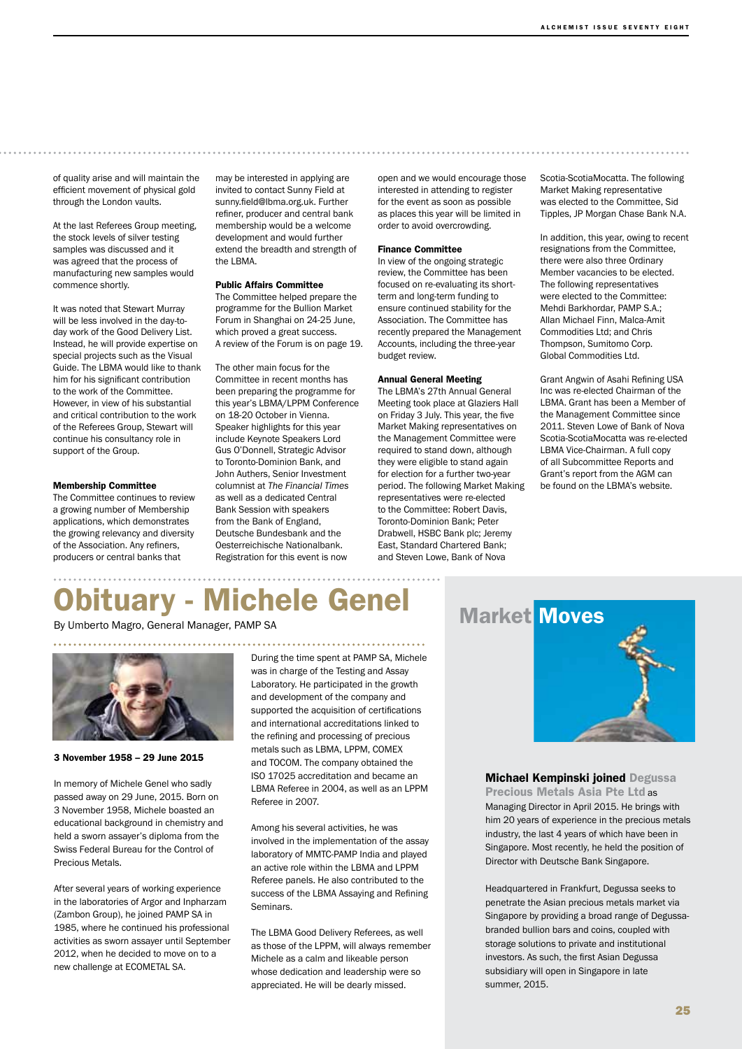of quality arise and will maintain the efficient movement of physical gold through the London vaults.

At the last Referees Group meeting, the stock levels of silver testing samples was discussed and it was agreed that the process of manufacturing new samples would commence shortly.

It was noted that Stewart Murray will be less involved in the day-to-day work of the Good Delivery List. Instead, he will provide expertise on special projects such as the Visual Guide. The LBMA would like to thank him for his significant contribution to the work of the Committee. However, in view of his substantial and critical contribution to the work of the Referees Group, Stewart will continue his consultancy role in support of the Group.

**Membership Committee**
The Committee continues to review a growing number of Membership applications, which demonstrates the growing relevancy and diversity of the Association. Any refiners, producers or central banks that may be interested in applying are invited to contact Sunny Field at sunny.field@lbma.org.uk. Further refiner, producer and central bank membership would be a welcome development and would further extend the breadth and strength of the LBMA.

**Public Affairs Committee**
The Committee helped prepare the programme for the Bullion Market Forum in Shanghai on 24-25 June, which proved a great success. A review of the Forum is on page 19.

The other main focus for the Committee in recent months has been preparing the programme for this year's LBMA/LPPM Conference on 18-20 October in Vienna. Speaker highlights for this year include Keynote Speakers Lord Gus O'Donnell, Strategic Advisor to Toronto-Dominion Bank, and John Authers, Senior Investment columnist at *The Financial Times* as well as a dedicated Central Bank Session with speakers from the Bank of England, Deutsche Bundesbank and the Oesterreichische Nationalbank. Registration for this event is now open and we would encourage those interested in attending to register for the event as soon as possible as places this year will be limited in order to avoid overcrowding.

**Finance Committee**
In view of the ongoing strategic review, the Committee has been focused on re-evaluating its short-term and long-term funding to ensure continued stability for the Association. The Committee has recently prepared the Management Accounts, including the three-year budget review.

**Annual General Meeting**
The LBMA's 27th Annual General Meeting took place at Glaziers Hall on Friday 3 July. This year, the five Market Making representatives on the Management Committee were required to stand down, although they were eligible to stand again for election for a further two-year period. The following Market Making representatives were re-elected to the Committee: Robert Davis, Toronto-Dominion Bank; Peter Drabwell, HSBC Bank plc; Jeremy East, Standard Chartered Bank; and Steven Lowe, Bank of Nova Scotia-ScotiaMocatta. The following Market Making representative was elected to the Committee, Sid Tipples, JP Morgan Chase Bank N.A.

In addition, this year, owing to recent resignations from the Committee, there were also three Ordinary Member vacancies to be elected. The following representatives were elected to the Committee: Mehdi Barkhordar, PAMP S.A.; Allan Michael Finn, Malca-Amit Commodities Ltd; and Chris Thompson, Sumitomo Corp. Global Commodities Ltd.

Grant Angwin of Asahi Refining USA Inc was re-elected Chairman of the LBMA. Grant has been a Member of the Management Committee since 2011. Steven Lowe of Bank of Nova Scotia-ScotiaMocatta was re-elected LBMA Vice-Chairman. A full copy of all Subcommittee Reports and Grant's report from the AGM can be found on the LBMA's website.

# Obituary - Michele Genel

By Umberto Magro, General Manager, PAMP SA

**3 November 1958 – 29 June 2015**

In memory of Michele Genel who sadly passed away on 29 June, 2015. Born on 3 November 1958, Michele boasted an educational background in chemistry and held a sworn assayer's diploma from the Swiss Federal Bureau for the Control of Precious Metals.

After several years of working experience in the laboratories of Argor and Inpharzam (Zambon Group), he joined PAMP SA in 1985, where he continued his professional activities as sworn assayer until September 2012, when he decided to move on to a new challenge at ECOMETAL SA.

During the time spent at PAMP SA, Michele was in charge of the Testing and Assay Laboratory. He participated in the growth and development of the company and supported the acquisition of certifications and international accreditations linked to the refining and processing of precious metals such as LBMA, LPPM, COMEX and TOCOM. The company obtained the ISO 17025 accreditation and became an LBMA Referee in 2004, as well as an LPPM Referee in 2007.

Among his several activities, he was involved in the implementation of the assay laboratory of MMTC-PAMP India and played an active role within the LBMA and LPPM Referee panels. He also contributed to the success of the LBMA Assaying and Refining Seminars.

The LBMA Good Delivery Referees, as well as those of the LPPM, will always remember Michele as a calm and likeable person whose dedication and leadership were so appreciated. He will be dearly missed.

# Market Moves

**Michael Kempinski joined Degussa Precious Metals Asia Pte Ltd** as Managing Director in April 2015. He brings with him 20 years of experience in the precious metals industry, the last 4 years of which have been in Singapore. Most recently, he held the position of Director with Deutsche Bank Singapore.

Headquartered in Frankfurt, Degussa seeks to penetrate the Asian precious metals market via Singapore by providing a broad range of Degussa-branded bullion bars and coins, coupled with storage solutions to private and institutional investors. As such, the first Asian Degussa subsidiary will open in Singapore in late summer, 2015.